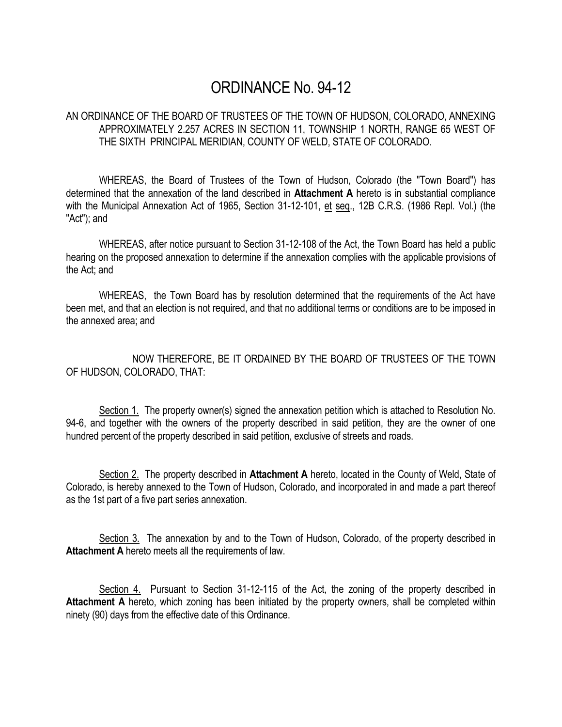# ORDINANCE No. 94-12

AN ORDINANCE OF THE BOARD OF TRUSTEES OF THE TOWN OF HUDSON, COLORADO, ANNEXING APPROXIMATELY 2.257 ACRES IN SECTION 11, TOWNSHIP 1 NORTH, RANGE 65 WEST OF THE SIXTH PRINCIPAL MERIDIAN, COUNTY OF WELD, STATE OF COLORADO.

WHEREAS, the Board of Trustees of the Town of Hudson, Colorado (the "Town Board") has determined that the annexation of the land described in **Attachment A** hereto is in substantial compliance with the Municipal Annexation Act of 1965, Section 31-12-101, et seq., 12B C.R.S. (1986 Repl. Vol.) (the "Act"); and

WHEREAS, after notice pursuant to Section 31-12-108 of the Act, the Town Board has held a public hearing on the proposed annexation to determine if the annexation complies with the applicable provisions of the Act; and

WHEREAS, the Town Board has by resolution determined that the requirements of the Act have been met, and that an election is not required, and that no additional terms or conditions are to be imposed in the annexed area; and

NOW THEREFORE, BE IT ORDAINED BY THE BOARD OF TRUSTEES OF THE TOWN OF HUDSON, COLORADO, THAT:

Section 1. The property owner(s) signed the annexation petition which is attached to Resolution No. 94-6, and together with the owners of the property described in said petition, they are the owner of one hundred percent of the property described in said petition, exclusive of streets and roads.

Section 2. The property described in **Attachment A** hereto, located in the County of Weld, State of Colorado, is hereby annexed to the Town of Hudson, Colorado, and incorporated in and made a part thereof as the 1st part of a five part series annexation.

Section 3. The annexation by and to the Town of Hudson, Colorado, of the property described in **Attachment A** hereto meets all the requirements of law.

Section 4. Pursuant to Section 31-12-115 of the Act, the zoning of the property described in **Attachment A** hereto, which zoning has been initiated by the property owners, shall be completed within ninety (90) days from the effective date of this Ordinance.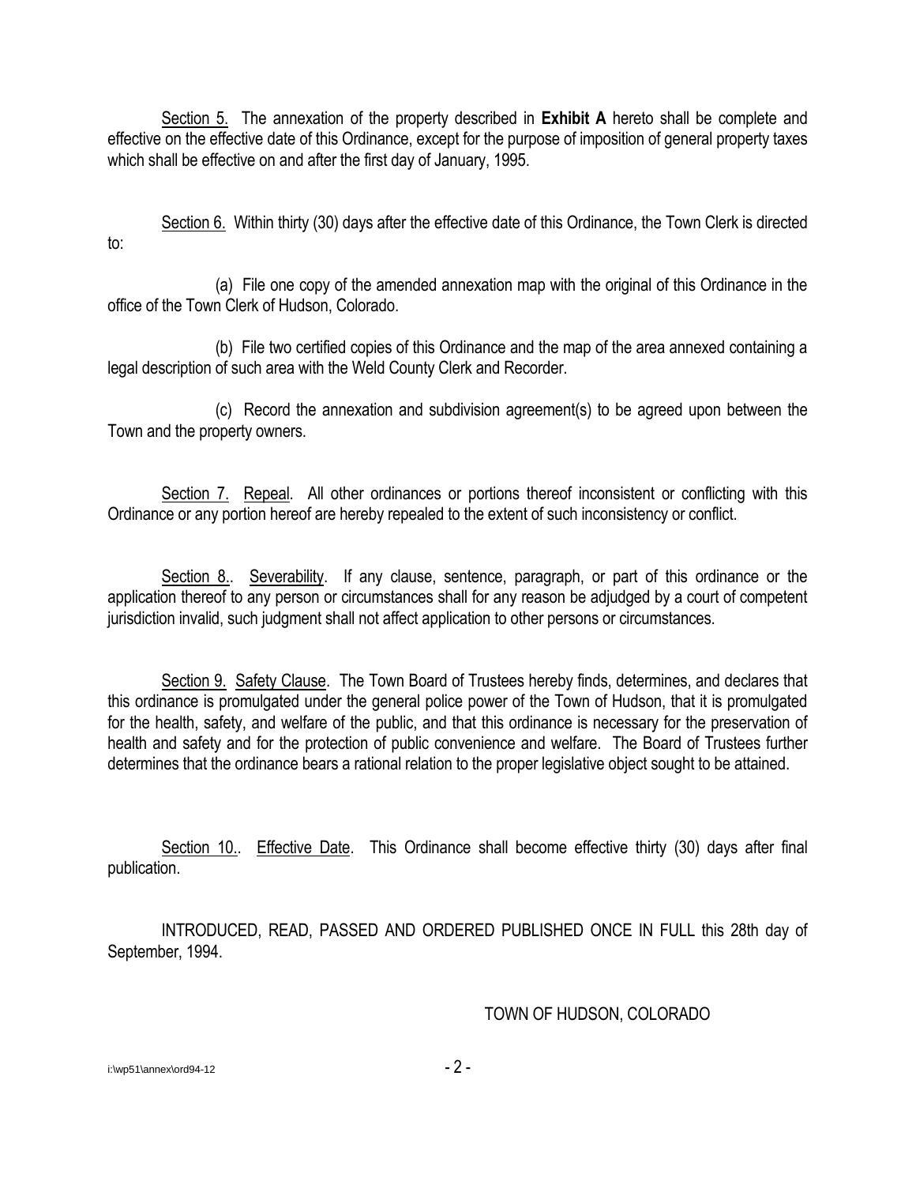Section 5. The annexation of the property described in **Exhibit A** hereto shall be complete and effective on the effective date of this Ordinance, except for the purpose of imposition of general property taxes which shall be effective on and after the first day of January, 1995.

Section 6. Within thirty (30) days after the effective date of this Ordinance, the Town Clerk is directed to:

(a) File one copy of the amended annexation map with the original of this Ordinance in the office of the Town Clerk of Hudson, Colorado.

(b) File two certified copies of this Ordinance and the map of the area annexed containing a legal description of such area with the Weld County Clerk and Recorder.

(c) Record the annexation and subdivision agreement(s) to be agreed upon between the Town and the property owners.

Section 7. Repeal. All other ordinances or portions thereof inconsistent or conflicting with this Ordinance or any portion hereof are hereby repealed to the extent of such inconsistency or conflict.

Section 8.. Severability. If any clause, sentence, paragraph, or part of this ordinance or the application thereof to any person or circumstances shall for any reason be adjudged by a court of competent jurisdiction invalid, such judgment shall not affect application to other persons or circumstances.

Section 9. Safety Clause. The Town Board of Trustees hereby finds, determines, and declares that this ordinance is promulgated under the general police power of the Town of Hudson, that it is promulgated for the health, safety, and welfare of the public, and that this ordinance is necessary for the preservation of health and safety and for the protection of public convenience and welfare. The Board of Trustees further determines that the ordinance bears a rational relation to the proper legislative object sought to be attained.

Section 10.. Effective Date. This Ordinance shall become effective thirty (30) days after final publication.

INTRODUCED, READ, PASSED AND ORDERED PUBLISHED ONCE IN FULL this 28th day of September, 1994.

TOWN OF HUDSON, COLORADO

i:\wp51\annex\ord94-12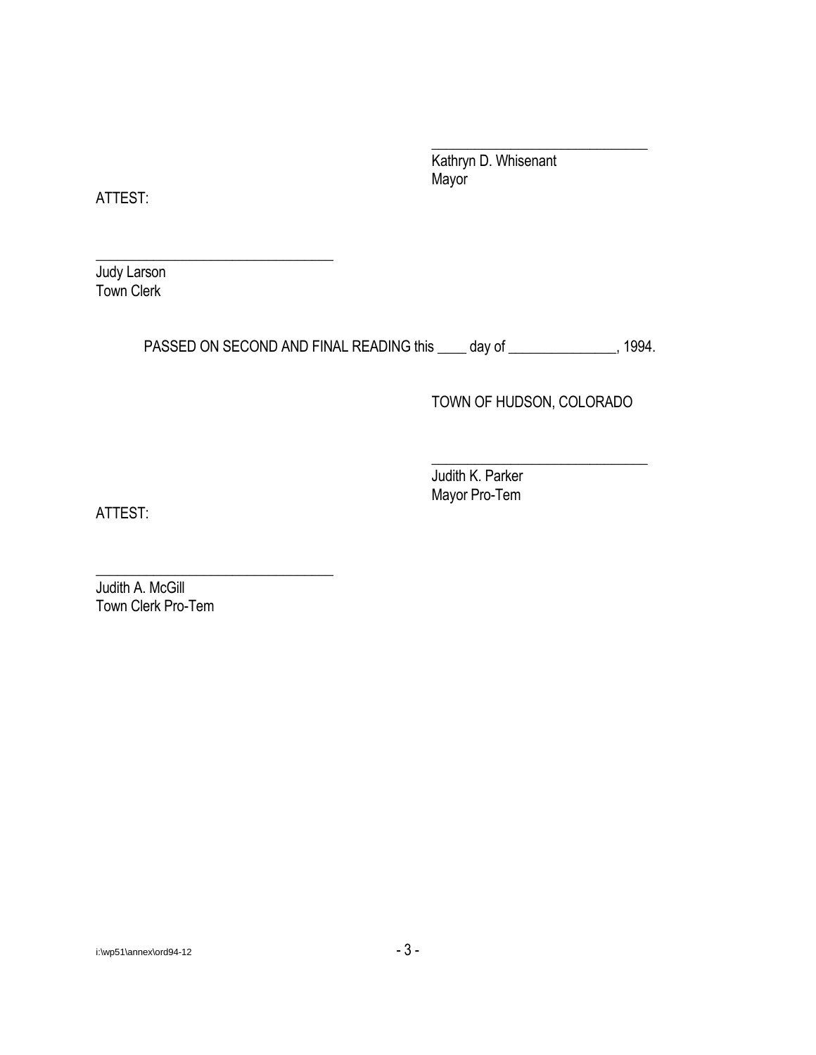______________________________
Kathryn D. Whisenant
Mayor

ATTEST:

_________________________________
Judy Larson
Town Clerk

PASSED ON SECOND AND FINAL READING this ____ day of _______________, 1994.

TOWN OF HUDSON, COLORADO

______________________________
Judith K. Parker
Mayor Pro-Tem

ATTEST:

_________________________________
Judith A. McGill
Town Clerk Pro-Tem

i:\wp51\annex\ord94-12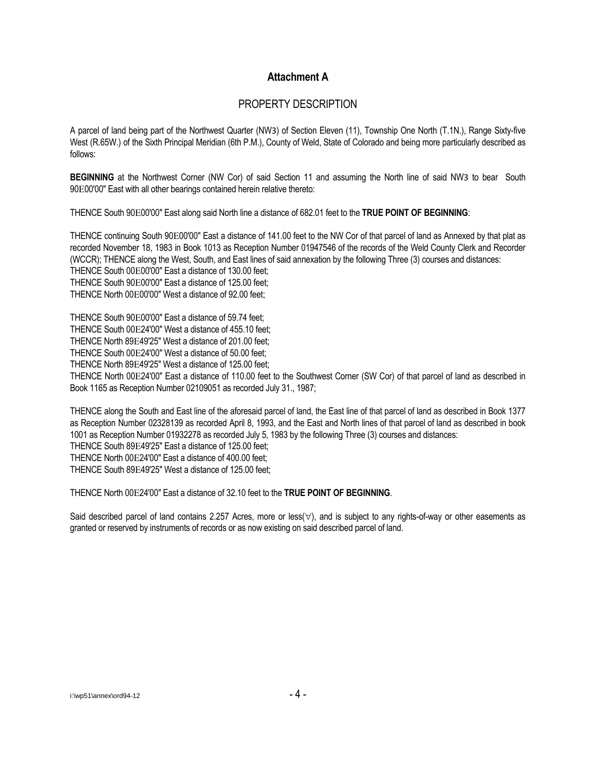## Attachment A

## PROPERTY DESCRIPTION

A parcel of land being part of the Northwest Quarter (NW3) of Section Eleven (11), Township One North (T.1N.), Range Sixty-five West (R.65W.) of the Sixth Principal Meridian (6th P.M.), County of Weld, State of Colorado and being more particularly described as follows:

**BEGINNING** at the Northwest Corner (NW Cor) of said Section 11 and assuming the North line of said NW3 to bear South 90E00'00" East with all other bearings contained herein relative thereto:

THENCE South 90E00'00" East along said North line a distance of 682.01 feet to the **TRUE POINT OF BEGINNING**:

THENCE continuing South 90E00'00" East a distance of 141.00 feet to the NW Cor of that parcel of land as Annexed by that plat as recorded November 18, 1983 in Book 1013 as Reception Number 01947546 of the records of the Weld County Clerk and Recorder (WCCR); THENCE along the West, South, and East lines of said annexation by the following Three (3) courses and distances:
THENCE South 00E00'00" East a distance of 130.00 feet;
THENCE South 90E00'00" East a distance of 125.00 feet;
THENCE North 00E00'00" West a distance of 92.00 feet;

THENCE South 90E00'00" East a distance of 59.74 feet;
THENCE South 00E24'00" West a distance of 455.10 feet;
THENCE North 89E49'25" West a distance of 201.00 feet;
THENCE South 00E24'00" West a distance of 50.00 feet;
THENCE North 89E49'25" West a distance of 125.00 feet;
THENCE North 00E24'00" East a distance of 110.00 feet to the Southwest Corner (SW Cor) of that parcel of land as described in Book 1165 as Reception Number 02109051 as recorded July 31., 1987;

THENCE along the South and East line of the aforesaid parcel of land, the East line of that parcel of land as described in Book 1377 as Reception Number 02328139 as recorded April 8, 1993, and the East and North lines of that parcel of land as described in book 1001 as Reception Number 01932278 as recorded July 5, 1983 by the following Three (3) courses and distances:
THENCE South 89E49'25" East a distance of 125.00 feet;
THENCE North 00E24'00" East a distance of 400.00 feet;
THENCE South 89E49'25" West a distance of 125.00 feet;

THENCE North 00E24'00" East a distance of 32.10 feet to the **TRUE POINT OF BEGINNING**.

Said described parcel of land contains 2.257 Acres, more or less(∀), and is subject to any rights-of-way or other easements as granted or reserved by instruments of records or as now existing on said described parcel of land.

i:\wp51\annex\ord94-12